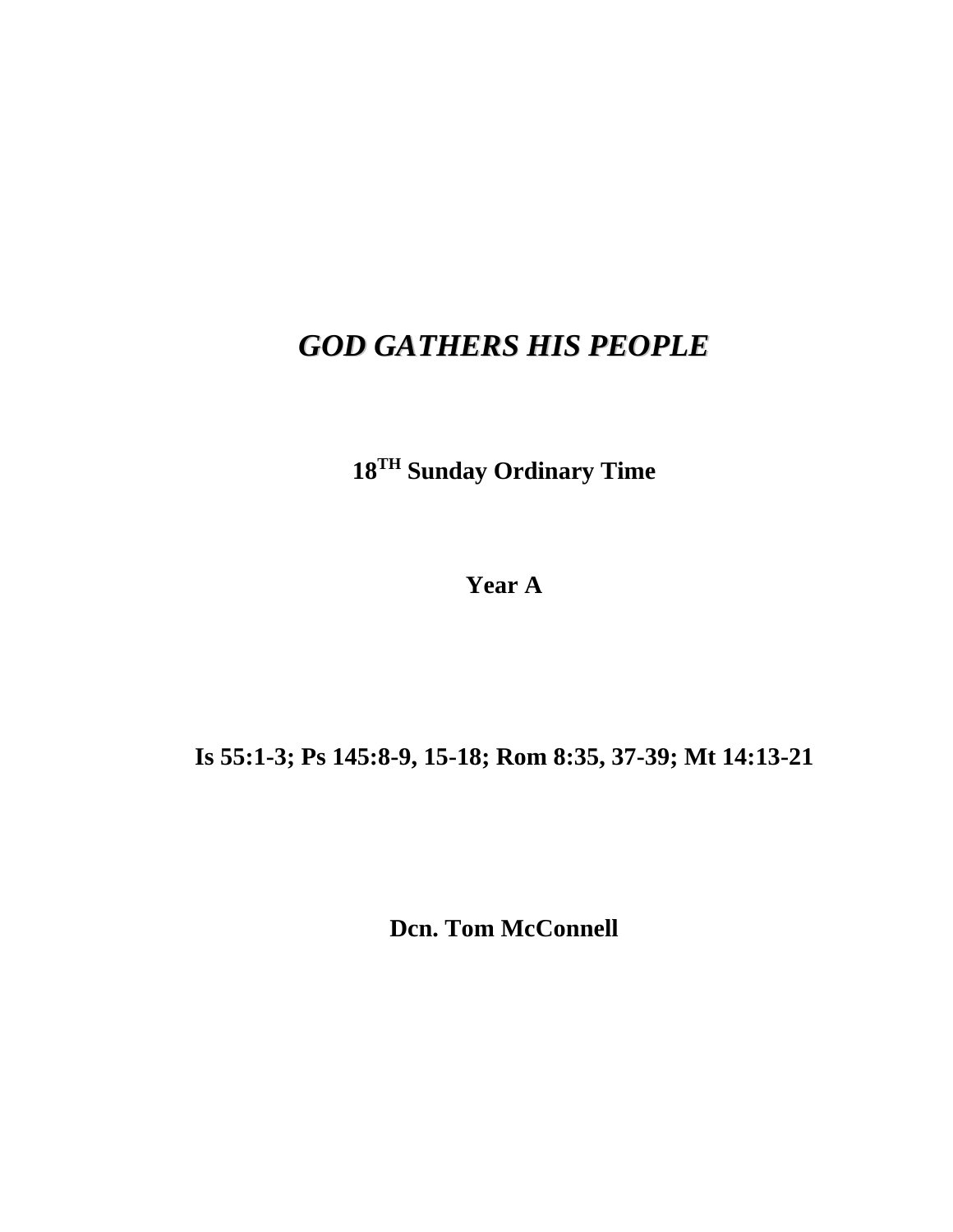# *GOD GATHERS HIS PEOPLE*

**18TH Sunday Ordinary Time**

**Year A**

**Is 55:1-3; Ps 145:8-9, 15-18; Rom 8:35, 37-39; Mt 14:13-21**

**Dcn. Tom McConnell**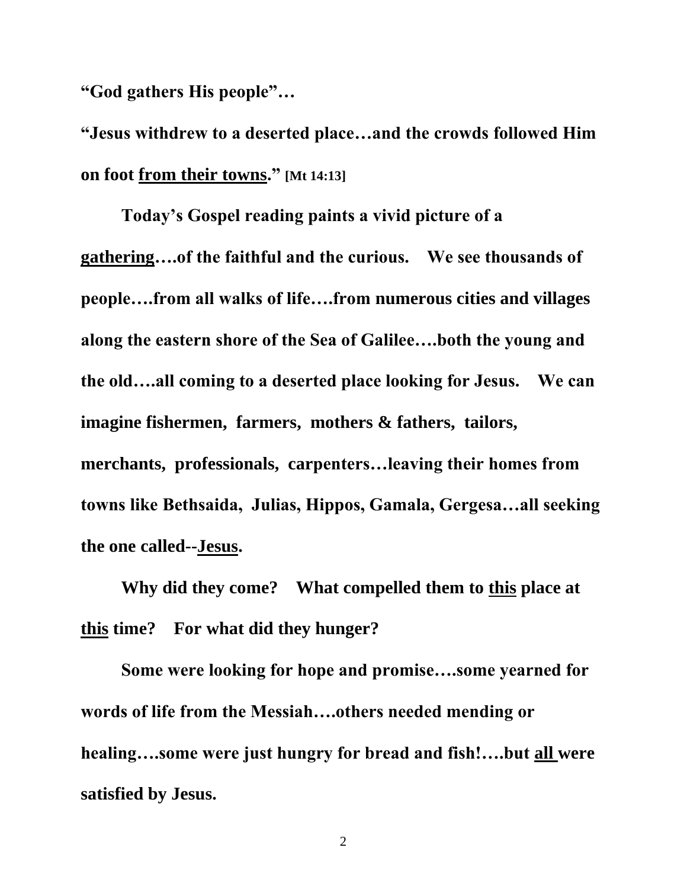**"God gathers His people"…**

**"Jesus withdrew to a deserted place…and the crowds followed Him on foot <u>from their towns</u>." [Mt 14:13]**

**Today's Gospel reading paints a vivid picture of a <u>gathering</u>….of the faithful and the curious. We see thousands of people….from all walks of life….from numerous cities and villages along the eastern shore of the Sea of Galilee….both the young and the old….all coming to a deserted place looking for Jesus. We can imagine fishermen, farmers, mothers & fathers, tailors, merchants, professionals, carpenters…leaving their homes from towns like Bethsaida, Julias, Hippos, Gamala, Gergesa…all seeking the one called--<u>Jesus</u>.**

**Why did they come? What compelled them to <u>this</u> place at <u>this</u> time? For what did they hunger?**

**Some were looking for hope and promise….some yearned for words of life from the Messiah….others needed mending or healing….some were just hungry for bread and fish!….but <u>all</u> were satisfied by Jesus.**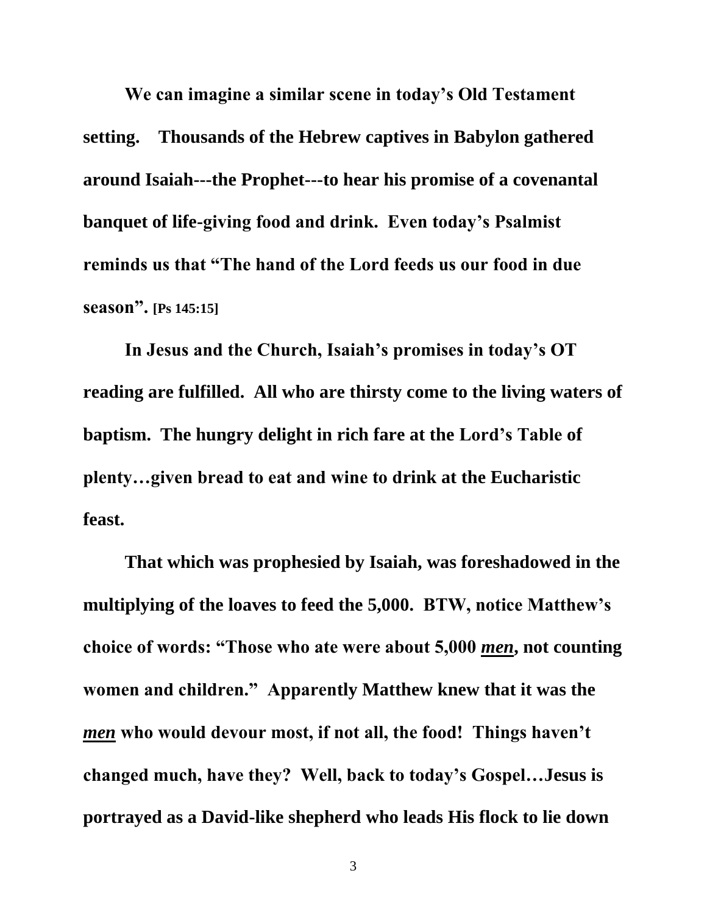**We can imagine a similar scene in today's Old Testament setting. Thousands of the Hebrew captives in Babylon gathered around Isaiah---the Prophet---to hear his promise of a covenantal banquet of life-giving food and drink. Even today's Psalmist reminds us that "The hand of the Lord feeds us our food in due season". [Ps 145:15]**

**In Jesus and the Church, Isaiah's promises in today's OT reading are fulfilled. All who are thirsty come to the living waters of baptism. The hungry delight in rich fare at the Lord's Table of plenty…given bread to eat and wine to drink at the Eucharistic feast.**

**That which was prophesied by Isaiah, was foreshadowed in the multiplying of the loaves to feed the 5,000. BTW, notice Matthew's choice of words: "Those who ate were about 5,000 _men_, not counting women and children." Apparently Matthew knew that it was the _men_ who would devour most, if not all, the food! Things haven't changed much, have they? Well, back to today's Gospel…Jesus is portrayed as a David-like shepherd who leads His flock to lie down**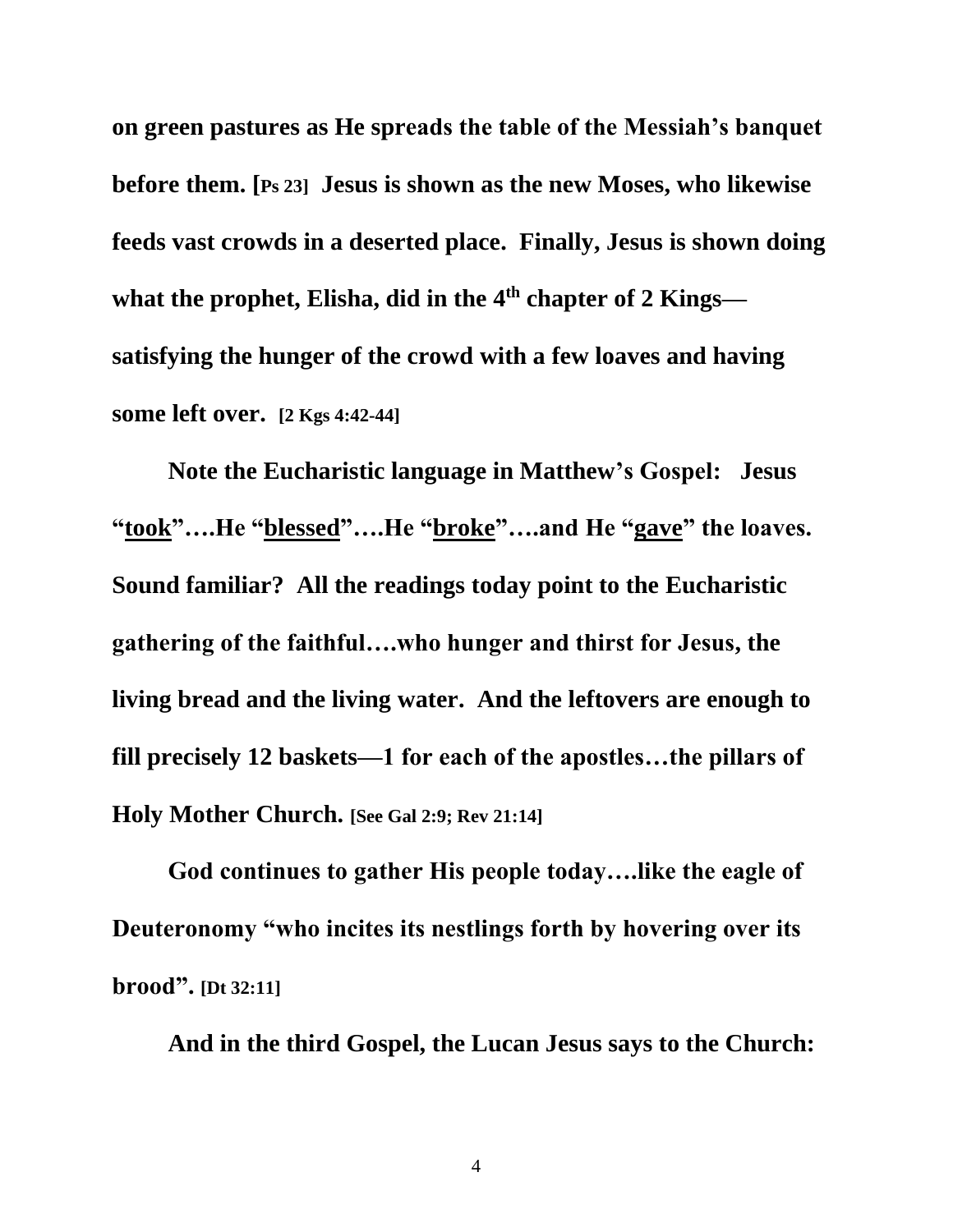**on green pastures as He spreads the table of the Messiah's banquet before them. [Ps 23] Jesus is shown as the new Moses, who likewise feeds vast crowds in a deserted place. Finally, Jesus is shown doing what the prophet, Elisha, did in the 4th chapter of 2 Kings—satisfying the hunger of the crowd with a few loaves and having some left over. [2 Kgs 4:42-44]**

**Note the Eucharistic language in Matthew's Gospel: Jesus "<u>took</u>"….He "<u>blessed</u>"….He "<u>broke</u>"….and He "<u>gave</u>" the loaves. Sound familiar? All the readings today point to the Eucharistic gathering of the faithful….who hunger and thirst for Jesus, the living bread and the living water. And the leftovers are enough to fill precisely 12 baskets—1 for each of the apostles…the pillars of Holy Mother Church. [See Gal 2:9; Rev 21:14]**

**God continues to gather His people today….like the eagle of Deuteronomy "who incites its nestlings forth by hovering over its brood". [Dt 32:11]**

**And in the third Gospel, the Lucan Jesus says to the Church:**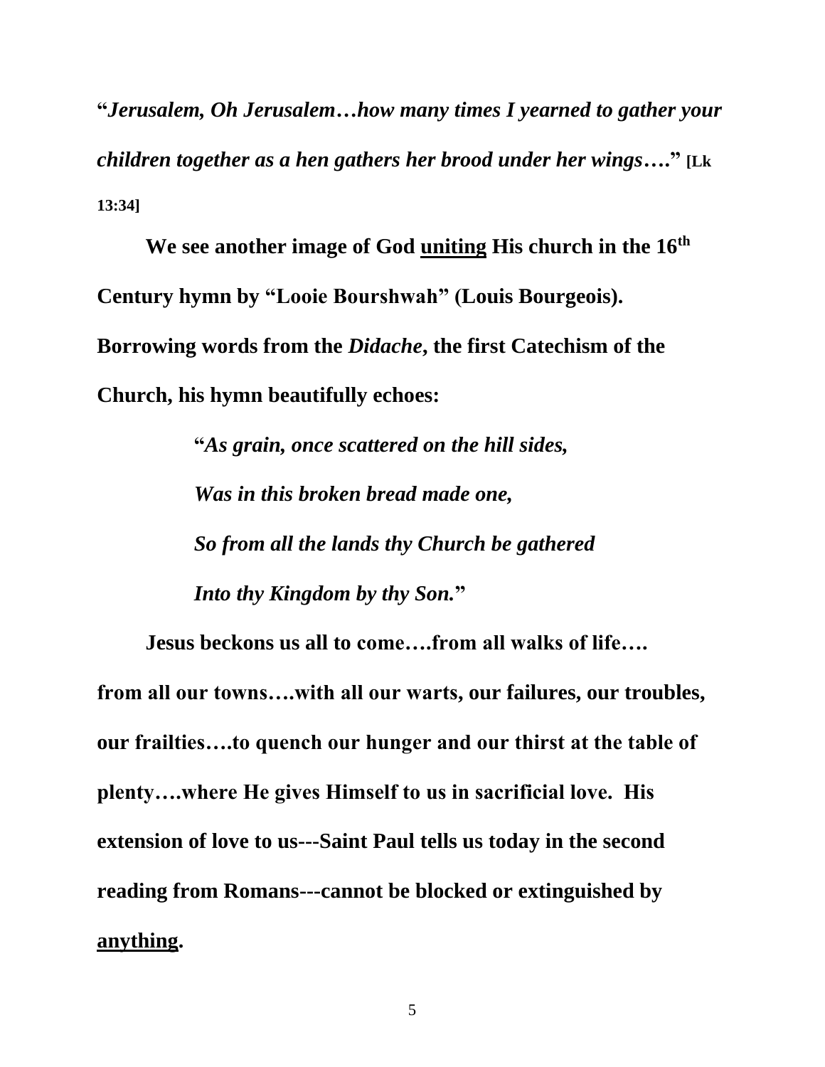**"*Jerusalem, Oh Jerusalem…how many times I yearned to gather your children together as a hen gathers her brood under her wings….*" [Lk 13:34]**

**We see another image of God <u>uniting</u> His church in the 16th Century hymn by "Looie Bourshwah" (Louis Bourgeois). Borrowing words from the *Didache*, the first Catechism of the Church, his hymn beautifully echoes:**

> **"*As grain, once scattered on the hill sides,***
> ***Was in this broken bread made one,***
> ***So from all the lands thy Church be gathered***
> ***Into thy Kingdom by thy Son.*"**

**Jesus beckons us all to come….from all walks of life…. from all our towns….with all our warts, our failures, our troubles, our frailties….to quench our hunger and our thirst at the table of plenty….where He gives Himself to us in sacrificial love. His extension of love to us---Saint Paul tells us today in the second reading from Romans---cannot be blocked or extinguished by <u>anything</u>.**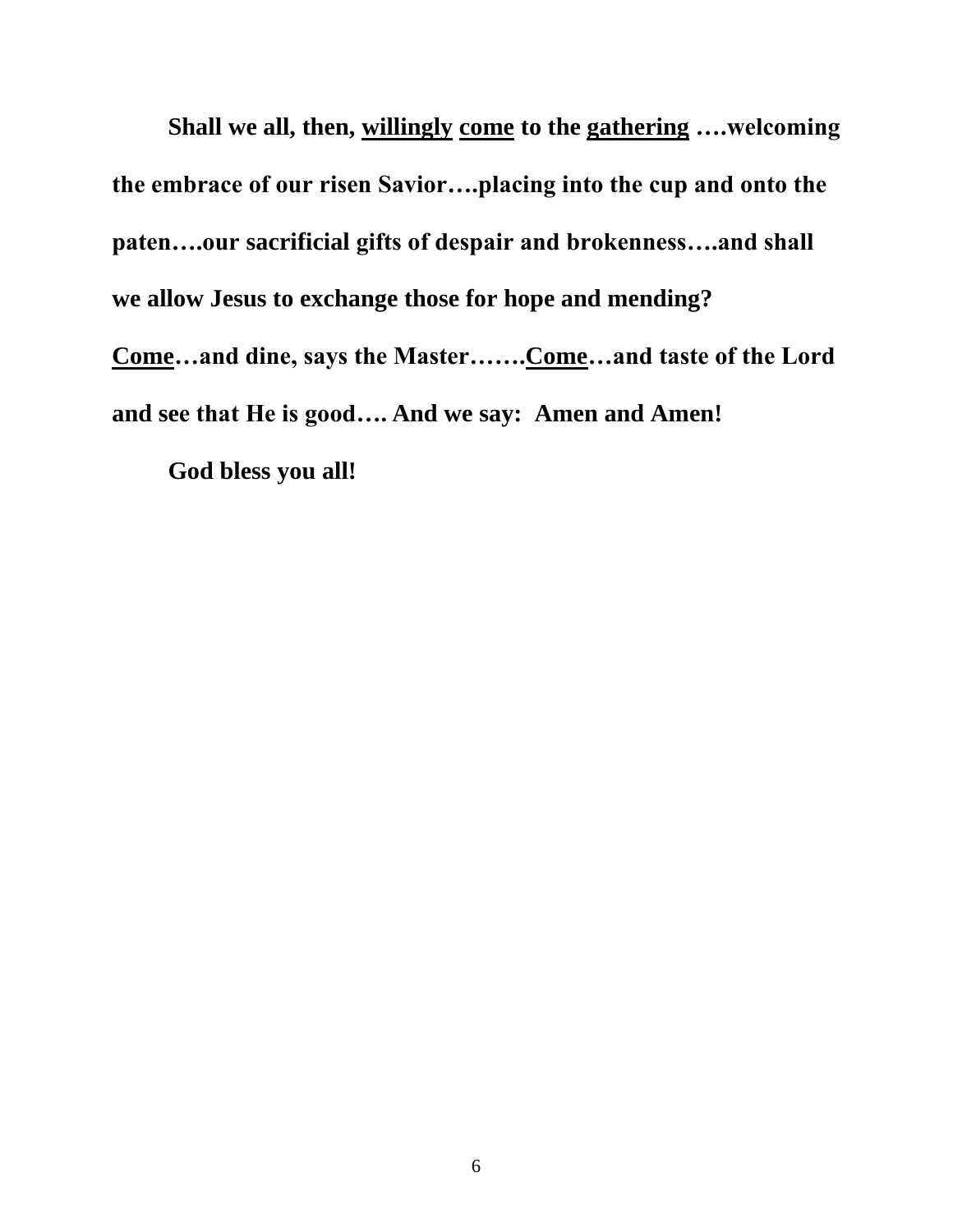**Shall we all, then, <u>willingly</u> <u>come</u> to the <u>gathering</u> ….welcoming the embrace of our risen Savior….placing into the cup and onto the paten….our sacrificial gifts of despair and brokenness….and shall we allow Jesus to exchange those for hope and mending? <u>Come</u>…and dine, says the Master…….<u>Come</u>…and taste of the Lord and see that He is good…. And we say:  Amen and Amen!**

**God bless you all!**